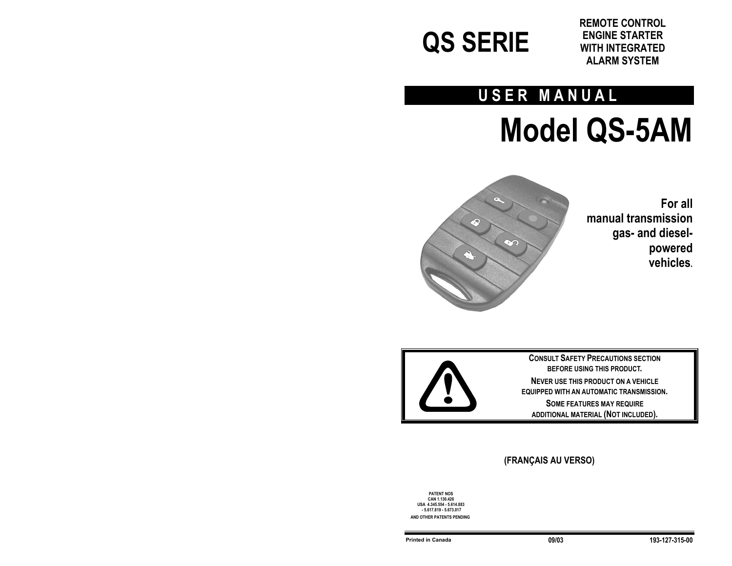# QS SERIE

**REMOTE CONTROL ENGINE STARTER WITH INTEGRATED ALARM SYSTEM**

## USER MANUAL

# Model QS-5AM

**For all manual transmission gas- and diesel-powered vehicles.**

**CONSULT SAFETY PRECAUTIONS SECTION BEFORE USING THIS PRODUCT.**

**NEVER USE THIS PRODUCT ON A VEHICLE EQUIPPED WITH AN AUTOMATIC TRANSMISSION.**

**SOME FEATURES MAY REQUIRE ADDITIONAL MATERIAL (NOT INCLUDED).**

**(FRANÇAIS AU VERSO)**

PATENT NOS
CAN 1.130.426
USA 4.345.554 - 5.614.883
- 5.617.819 - 5.673.017
AND OTHER PATENTS PENDING

Printed in Canada 09/03 193-127-315-00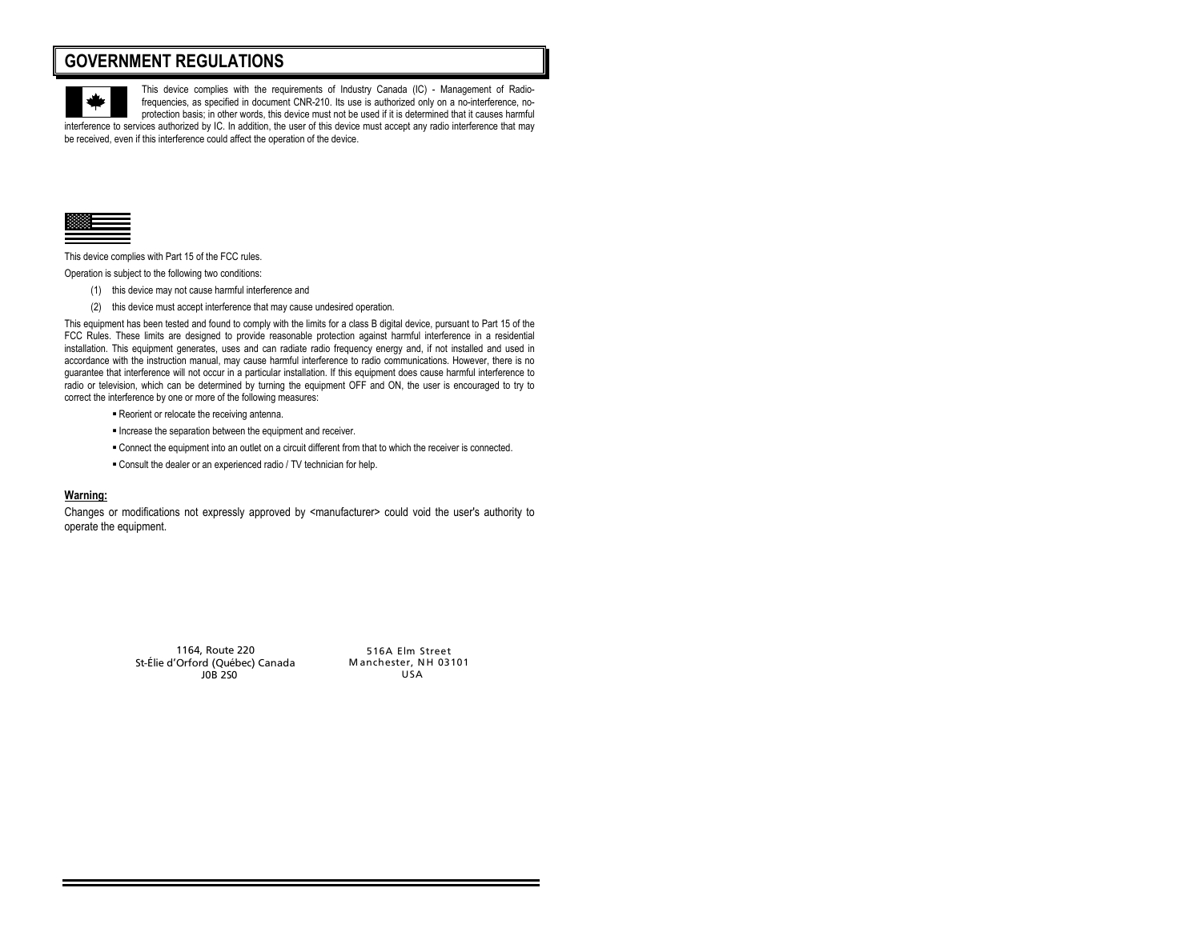# GOVERNMENT REGULATIONS

This device complies with the requirements of Industry Canada (IC) - Management of Radio-frequencies, as specified in document CNR-210. Its use is authorized only on a no-interference, no-protection basis; in other words, this device must not be used if it is determined that it causes harmful interference to services authorized by IC. In addition, the user of this device must accept any radio interference that may be received, even if this interference could affect the operation of the device.

This device complies with Part 15 of the FCC rules.

Operation is subject to the following two conditions:

(1) this device may not cause harmful interference and

(2) this device must accept interference that may cause undesired operation.

This equipment has been tested and found to comply with the limits for a class B digital device, pursuant to Part 15 of the FCC Rules. These limits are designed to provide reasonable protection against harmful interference in a residential installation. This equipment generates, uses and can radiate radio frequency energy and, if not installed and used in accordance with the instruction manual, may cause harmful interference to radio communications. However, there is no guarantee that interference will not occur in a particular installation. If this equipment does cause harmful interference to radio or television, which can be determined by turning the equipment OFF and ON, the user is encouraged to try to correct the interference by one or more of the following measures:

- Reorient or relocate the receiving antenna.
- Increase the separation between the equipment and receiver.
- Connect the equipment into an outlet on a circuit different from that to which the receiver is connected.
- Consult the dealer or an experienced radio / TV technician for help.

**Warning:**

Changes or modifications not expressly approved by <manufacturer> could void the user's authority to operate the equipment.

1164, Route 220
St-Élie d'Orford (Québec) Canada
J0B 2S0

516A Elm Street
Manchester, NH 03101
USA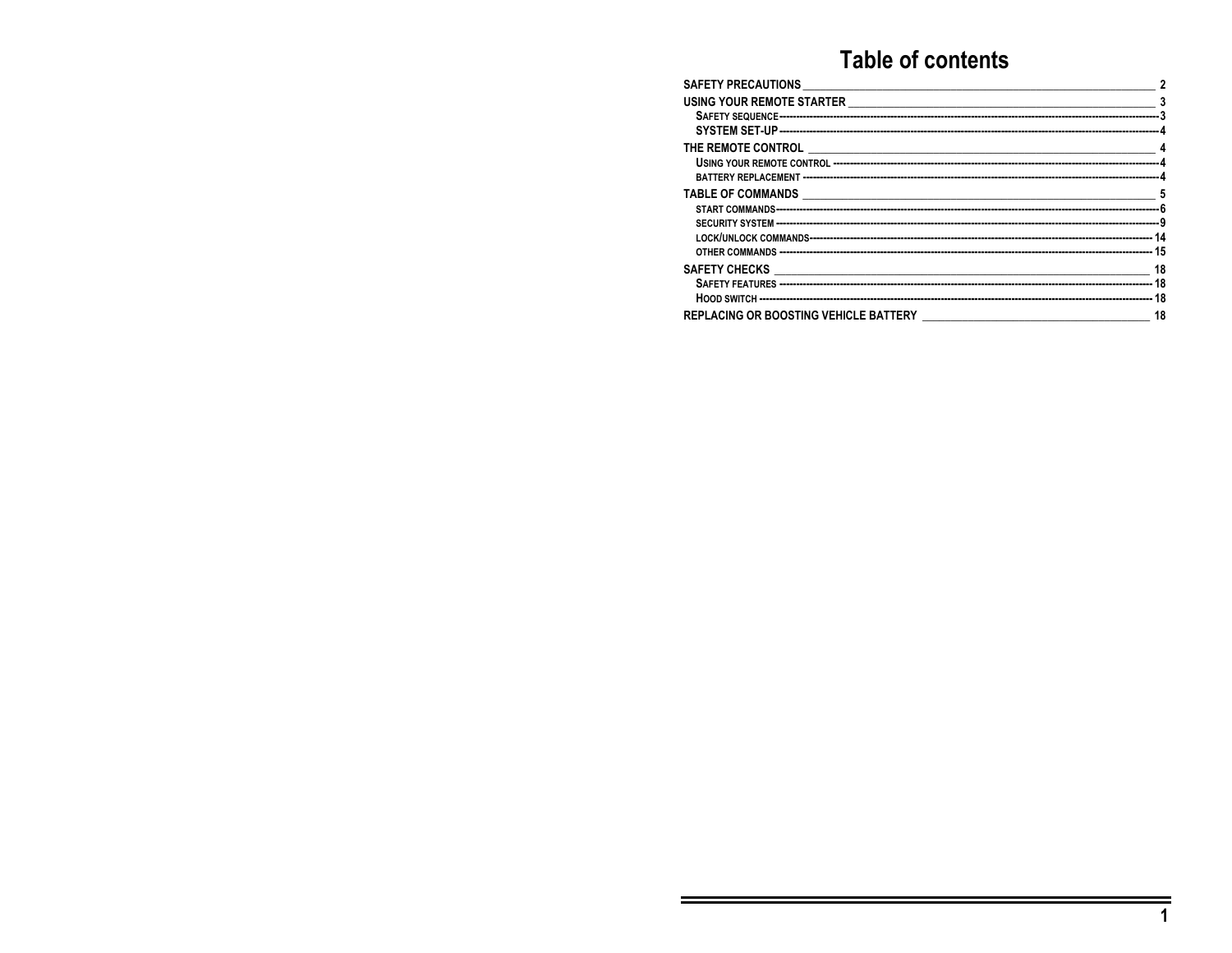# Table of contents

**SAFETY PRECAUTIONS** ____ 2

**USING YOUR REMOTE STARTER** ____ 3

- SAFETY SEQUENCE ---- 3
- SYSTEM SET-UP ---- 4

**THE REMOTE CONTROL** ____ 4

- USING YOUR REMOTE CONTROL ---- 4
- BATTERY REPLACEMENT ---- 4

**TABLE OF COMMANDS** ____ 5

- START COMMANDS ---- 6
- SECURITY SYSTEM ---- 9
- LOCK/UNLOCK COMMANDS ---- 14
- OTHER COMMANDS ---- 15

**SAFETY CHECKS** ____ 18

- SAFETY FEATURES ---- 18
- HOOD SWITCH ---- 18

**REPLACING OR BOOSTING VEHICLE BATTERY** ____ 18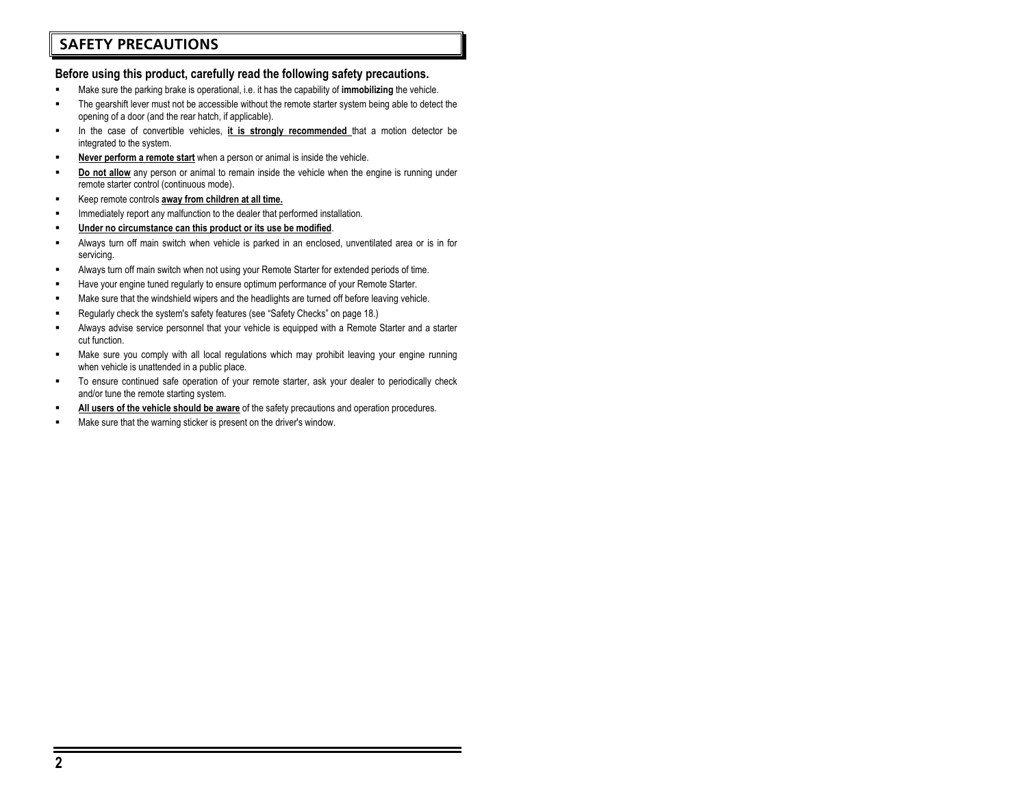## SAFETY PRECAUTIONS

**Before using this product, carefully read the following safety precautions.**

- Make sure the parking brake is operational, i.e. it has the capability of **immobilizing** the vehicle.
- The gearshift lever must not be accessible without the remote starter system being able to detect the opening of a door (and the rear hatch, if applicable).
- In the case of convertible vehicles, **it is strongly recommended** that a motion detector be integrated to the system.
- **Never perform a remote start** when a person or animal is inside the vehicle.
- **Do not allow** any person or animal to remain inside the vehicle when the engine is running under remote starter control (continuous mode).
- Keep remote controls **away from children at all time.**
- Immediately report any malfunction to the dealer that performed installation.
- **Under no circumstance can this product or its use be modified**.
- Always turn off main switch when vehicle is parked in an enclosed, unventilated area or is in for servicing.
- Always turn off main switch when not using your Remote Starter for extended periods of time.
- Have your engine tuned regularly to ensure optimum performance of your Remote Starter.
- Make sure that the windshield wipers and the headlights are turned off before leaving vehicle.
- Regularly check the system's safety features (see “Safety Checks” on page 18.)
- Always advise service personnel that your vehicle is equipped with a Remote Starter and a starter cut function.
- Make sure you comply with all local regulations which may prohibit leaving your engine running when vehicle is unattended in a public place.
- To ensure continued safe operation of your remote starter, ask your dealer to periodically check and/or tune the remote starting system.
- **All users of the vehicle should be aware** of the safety precautions and operation procedures.
- Make sure that the warning sticker is present on the driver's window.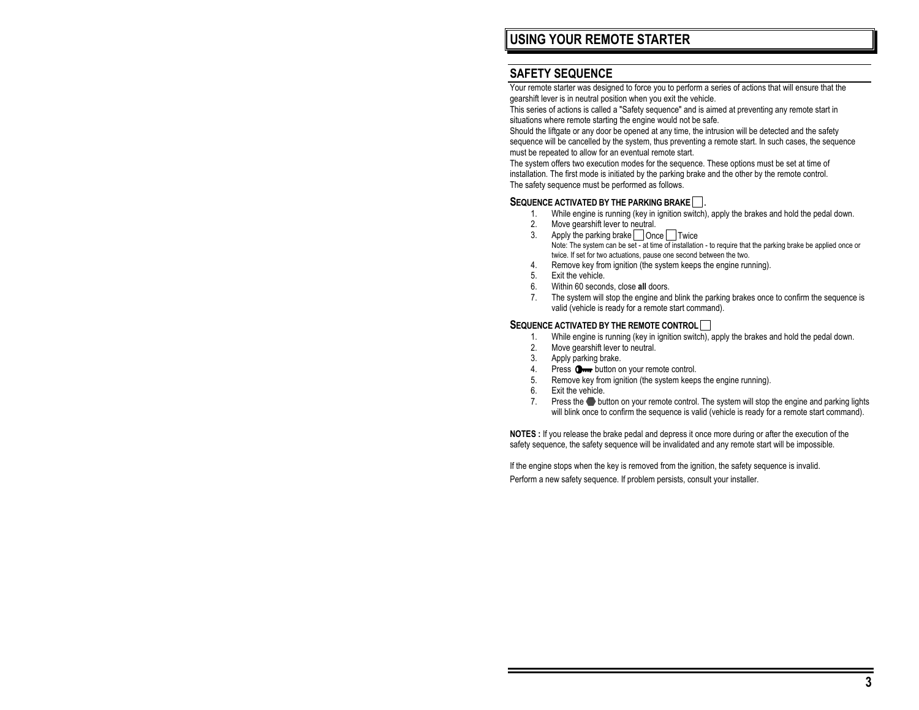# USING YOUR REMOTE STARTER

## SAFETY SEQUENCE

Your remote starter was designed to force you to perform a series of actions that will ensure that the gearshift lever is in neutral position when you exit the vehicle.
This series of actions is called a "Safety sequence" and is aimed at preventing any remote start in situations where remote starting the engine would not be safe.
Should the liftgate or any door be opened at any time, the intrusion will be detected and the safety sequence will be cancelled by the system, thus preventing a remote start. In such cases, the sequence must be repeated to allow for an eventual remote start.
The system offers two execution modes for the sequence. These options must be set at time of installation. The first mode is initiated by the parking brake and the other by the remote control.
The safety sequence must be performed as follows.

### SEQUENCE ACTIVATED BY THE PARKING BRAKE ☐.

1. While engine is running (key in ignition switch), apply the brakes and hold the pedal down.
2. Move gearshift lever to neutral.
3. Apply the parking brake ☐ Once ☐ Twice
   Note: The system can be set - at time of installation - to require that the parking brake be applied once or twice. If set for two actuations, pause one second between the two.
4. Remove key from ignition (the system keeps the engine running).
5. Exit the vehicle.
6. Within 60 seconds, close **all** doors.
7. The system will stop the engine and blink the parking brakes once to confirm the sequence is valid (vehicle is ready for a remote start command).

### SEQUENCE ACTIVATED BY THE REMOTE CONTROL ☐

1. While engine is running (key in ignition switch), apply the brakes and hold the pedal down.
2. Move gearshift lever to neutral.
3. Apply parking brake.
4. Press (key) button on your remote control.
5. Remove key from ignition (the system keeps the engine running).
6. Exit the vehicle.
7. Press the ⬣ button on your remote control. The system will stop the engine and parking lights will blink once to confirm the sequence is valid (vehicle is ready for a remote start command).

**NOTES :** If you release the brake pedal and depress it once more during or after the execution of the safety sequence, the safety sequence will be invalidated and any remote start will be impossible.

If the engine stops when the key is removed from the ignition, the safety sequence is invalid.

Perform a new safety sequence. If problem persists, consult your installer.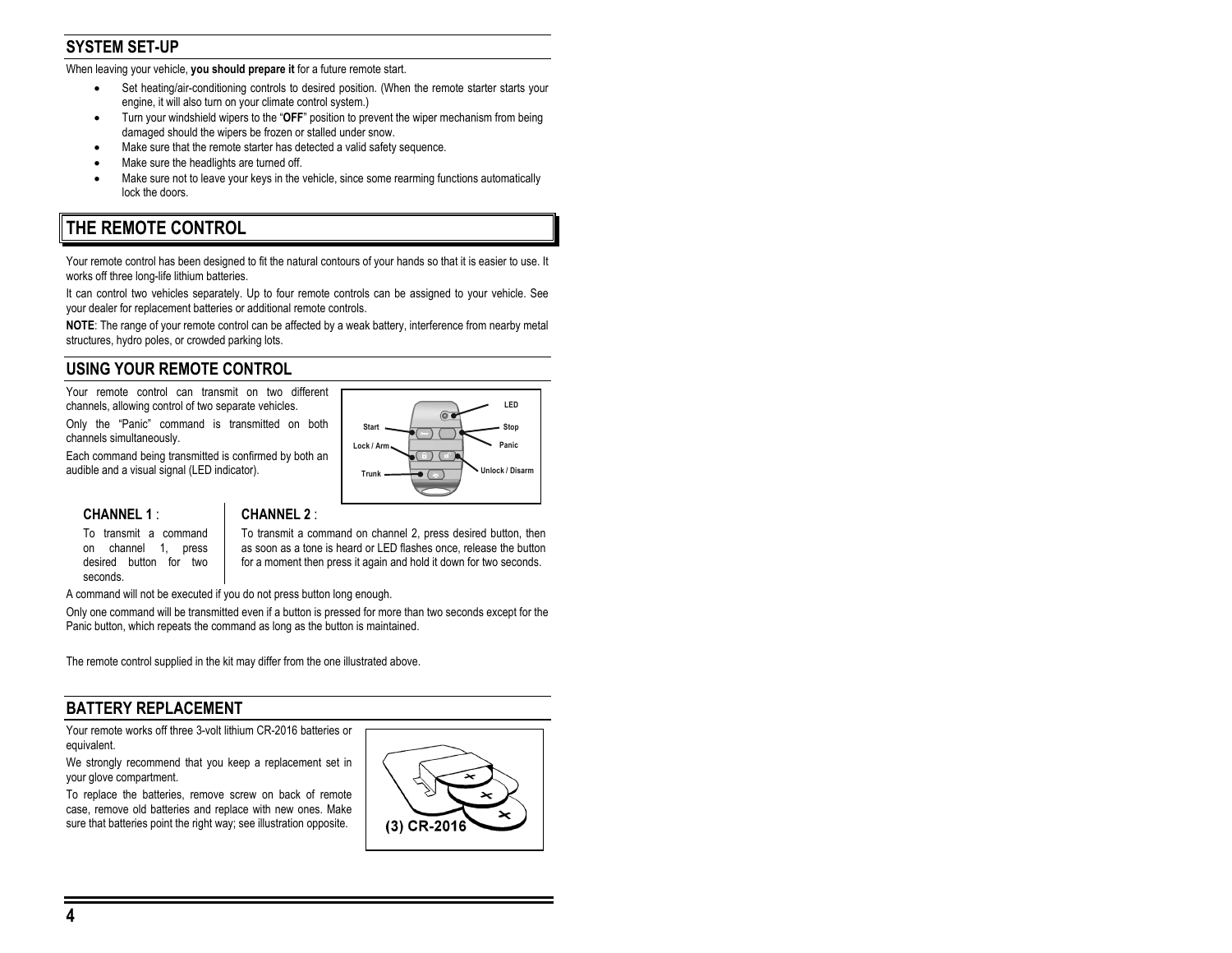## SYSTEM SET-UP

When leaving your vehicle, **you should prepare it** for a future remote start.

- Set heating/air-conditioning controls to desired position. (When the remote starter starts your engine, it will also turn on your climate control system.)
- Turn your windshield wipers to the "**OFF**" position to prevent the wiper mechanism from being damaged should the wipers be frozen or stalled under snow.
- Make sure that the remote starter has detected a valid safety sequence.
- Make sure the headlights are turned off.
- Make sure not to leave your keys in the vehicle, since some rearming functions automatically lock the doors.

# THE REMOTE CONTROL

Your remote control has been designed to fit the natural contours of your hands so that it is easier to use. It works off three long-life lithium batteries.

It can control two vehicles separately. Up to four remote controls can be assigned to your vehicle. See your dealer for replacement batteries or additional remote controls.

**NOTE**: The range of your remote control can be affected by a weak battery, interference from nearby metal structures, hydro poles, or crowded parking lots.

## USING YOUR REMOTE CONTROL

Your remote control can transmit on two different channels, allowing control of two separate vehicles.

Only the "Panic" command is transmitted on both channels simultaneously.

Each command being transmitted is confirmed by both an audible and a visual signal (LED indicator).

**CHANNEL 1** :

To transmit a command on channel 1, press desired button for two seconds.

**CHANNEL 2** :

To transmit a command on channel 2, press desired button, then as soon as a tone is heard or LED flashes once, release the button for a moment then press it again and hold it down for two seconds.

A command will not be executed if you do not press button long enough.

Only one command will be transmitted even if a button is pressed for more than two seconds except for the Panic button, which repeats the command as long as the button is maintained.

The remote control supplied in the kit may differ from the one illustrated above.

## BATTERY REPLACEMENT

Your remote works off three 3-volt lithium CR-2016 batteries or equivalent.

We strongly recommend that you keep a replacement set in your glove compartment.

To replace the batteries, remove screw on back of remote case, remove old batteries and replace with new ones. Make sure that batteries point the right way; see illustration opposite.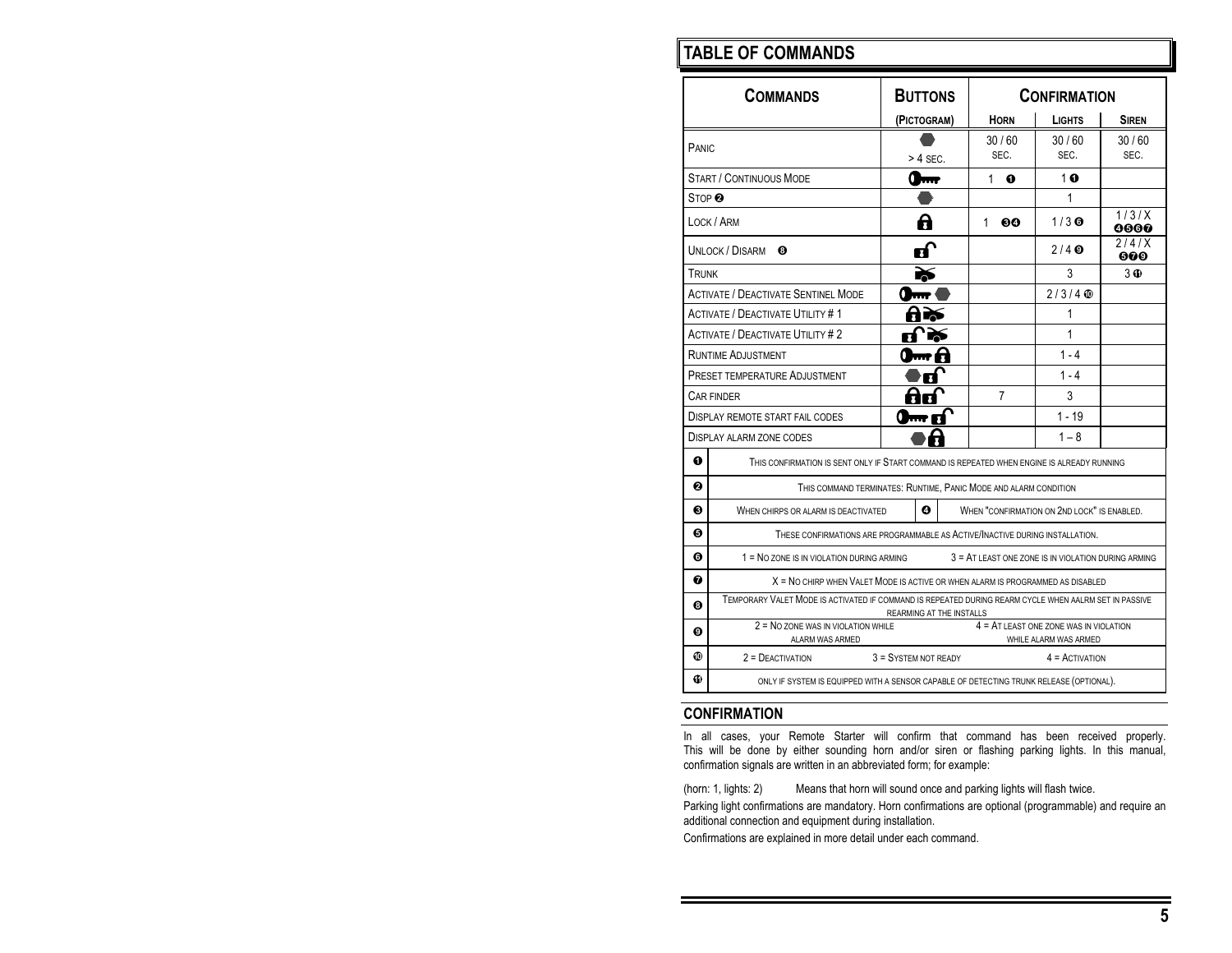## TABLE OF COMMANDS

| Commands | Buttons (Pictogram) | Confirmation | | |
|---|---|---|---|---|
| | | Horn | Lights | Siren |
| Panic | ⬣ > 4 sec. | 30 / 60 sec. | 30 / 60 sec. | 30 / 60 sec. |
| Start / Continuous Mode | 🔑 | 1 ❶ | 1 ❶ | |
| Stop ❷ | ⬣ | | 1 | |
| Lock / Arm | 🔒 | 1 ❸❹ | 1 / 3 ❻ | 1 / 3 / X ❹❺❻❼ |
| Unlock / Disarm ❽ | 🔓 | | 2 / 4 ❾ | 2 / 4 / X ❺❼❾ |
| Trunk | Trunk | | 3 | 3 ⓫ |
| Activate / Deactivate Sentinel Mode | 🔑 ⬣ | | 2 / 3 / 4 ❿ | |
| Activate / Deactivate Utility # 1 | 🔒 Trunk | | 1 | |
| Activate / Deactivate Utility # 2 | 🔓 Trunk | | 1 | |
| Runtime Adjustment | 🔑 🔒 | | 1 - 4 | |
| Preset temperature Adjustment | ⬣ 🔓 | | 1 - 4 | |
| Car finder | 🔒 🔓 | 7 | 3 | |
| Display remote start fail codes | 🔑 🔓 | | 1 - 19 | |
| Display alarm zone codes | ⬣ 🔒 | | 1 – 8 | |

❶ This confirmation is sent only if Start command is repeated when engine is already running

❷ This command terminates: Runtime, Panic Mode and alarm condition

❸ When chirps or alarm is deactivated

❹ When "confirmation on 2nd lock" is enabled.

❺ These confirmations are programmable as Active/Inactive during installation.

❻ 1 = No zone is in violation during arming; 3 = At least one zone is in violation during arming

❼ X = No chirp when Valet Mode is active or when alarm is programmed as disabled

❽ Temporary Valet Mode is activated if command is repeated during rearm cycle when aalrm set in passive rearming at the installs

❾ 2 = No zone was in violation while alarm was armed; 4 = At least one zone was in violation while alarm was armed

❿ 2 = Deactivation; 3 = System not ready; 4 = Activation

⓫ only if system is equipped with a sensor capable of detecting trunk release (optional).

## CONFIRMATION

In all cases, your Remote Starter will confirm that command has been received properly. This will be done by either sounding horn and/or siren or flashing parking lights. In this manual, confirmation signals are written in an abbreviated form; for example:

(horn: 1, lights: 2) Means that horn will sound once and parking lights will flash twice.

Parking light confirmations are mandatory. Horn confirmations are optional (programmable) and require an additional connection and equipment during installation.

Confirmations are explained in more detail under each command.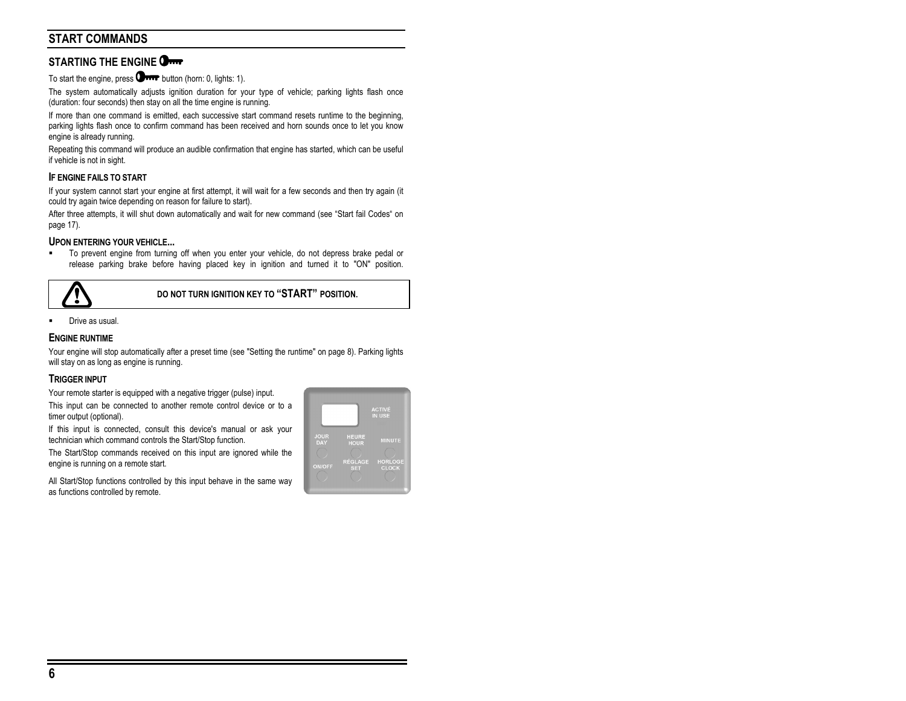## START COMMANDS

### STARTING THE ENGINE

To start the engine, press button (horn: 0, lights: 1).

The system automatically adjusts ignition duration for your type of vehicle; parking lights flash once (duration: four seconds) then stay on all the time engine is running.

If more than one command is emitted, each successive start command resets runtime to the beginning, parking lights flash once to confirm command has been received and horn sounds once to let you know engine is already running.

Repeating this command will produce an audible confirmation that engine has started, which can be useful if vehicle is not in sight.

#### IF ENGINE FAILS TO START

If your system cannot start your engine at first attempt, it will wait for a few seconds and then try again (it could try again twice depending on reason for failure to start).

After three attempts, it will shut down automatically and wait for new command (see "Start fail Codes" on page 17).

#### UPON ENTERING YOUR VEHICLE...

- To prevent engine from turning off when you enter your vehicle, do not depress brake pedal or release parking brake before having placed key in ignition and turned it to "ON" position.

**DO NOT TURN IGNITION KEY TO "START" POSITION.**

- Drive as usual.

#### ENGINE RUNTIME

Your engine will stop automatically after a preset time (see "Setting the runtime" on page 8). Parking lights will stay on as long as engine is running.

#### TRIGGER INPUT

Your remote starter is equipped with a negative trigger (pulse) input.

This input can be connected to another remote control device or to a timer output (optional).

If this input is connected, consult this device's manual or ask your technician which command controls the Start/Stop function.

The Start/Stop commands received on this input are ignored while the engine is running on a remote start.

All Start/Stop functions controlled by this input behave in the same way as functions controlled by remote.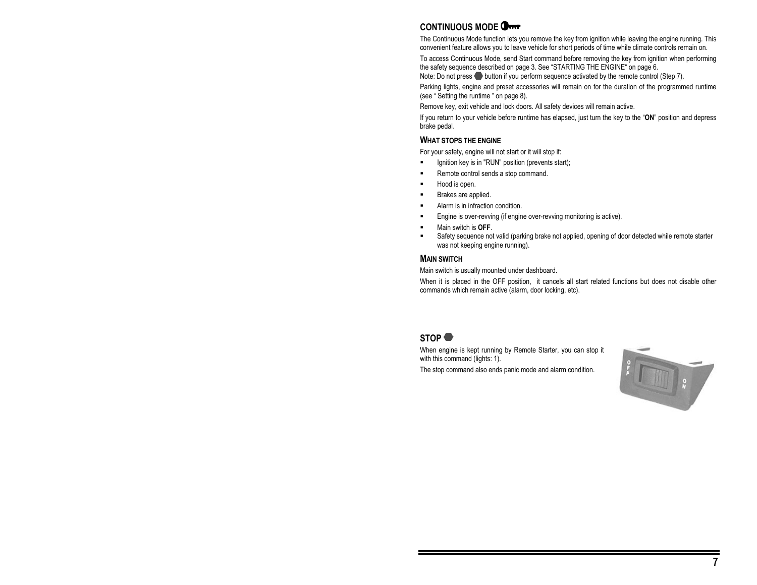## CONTINUOUS MODE

The Continuous Mode function lets you remove the key from ignition while leaving the engine running. This convenient feature allows you to leave vehicle for short periods of time while climate controls remain on.

To access Continuous Mode, send Start command before removing the key from ignition when performing the safety sequence described on page 3. See “STARTING THE ENGINE“ on page 6.
Note: Do not press button if you perform sequence activated by the remote control (Step 7).

Parking lights, engine and preset accessories will remain on for the duration of the programmed runtime (see “ Setting the runtime ” on page 8).

Remove key, exit vehicle and lock doors. All safety devices will remain active.

If you return to your vehicle before runtime has elapsed, just turn the key to the “**ON**” position and depress brake pedal.

### WHAT STOPS THE ENGINE

For your safety, engine will not start or it will stop if:

- Ignition key is in "RUN" position (prevents start);
- Remote control sends a stop command.
- Hood is open.
- Brakes are applied.
- Alarm is in infraction condition.
- Engine is over-revving (if engine over-revving monitoring is active).
- Main switch is **OFF**.
- Safety sequence not valid (parking brake not applied, opening of door detected while remote starter was not keeping engine running).

### MAIN SWITCH

Main switch is usually mounted under dashboard.

When it is placed in the OFF position, it cancels all start related functions but does not disable other commands which remain active (alarm, door locking, etc).

## STOP

When engine is kept running by Remote Starter, you can stop it with this command (lights: 1).

The stop command also ends panic mode and alarm condition.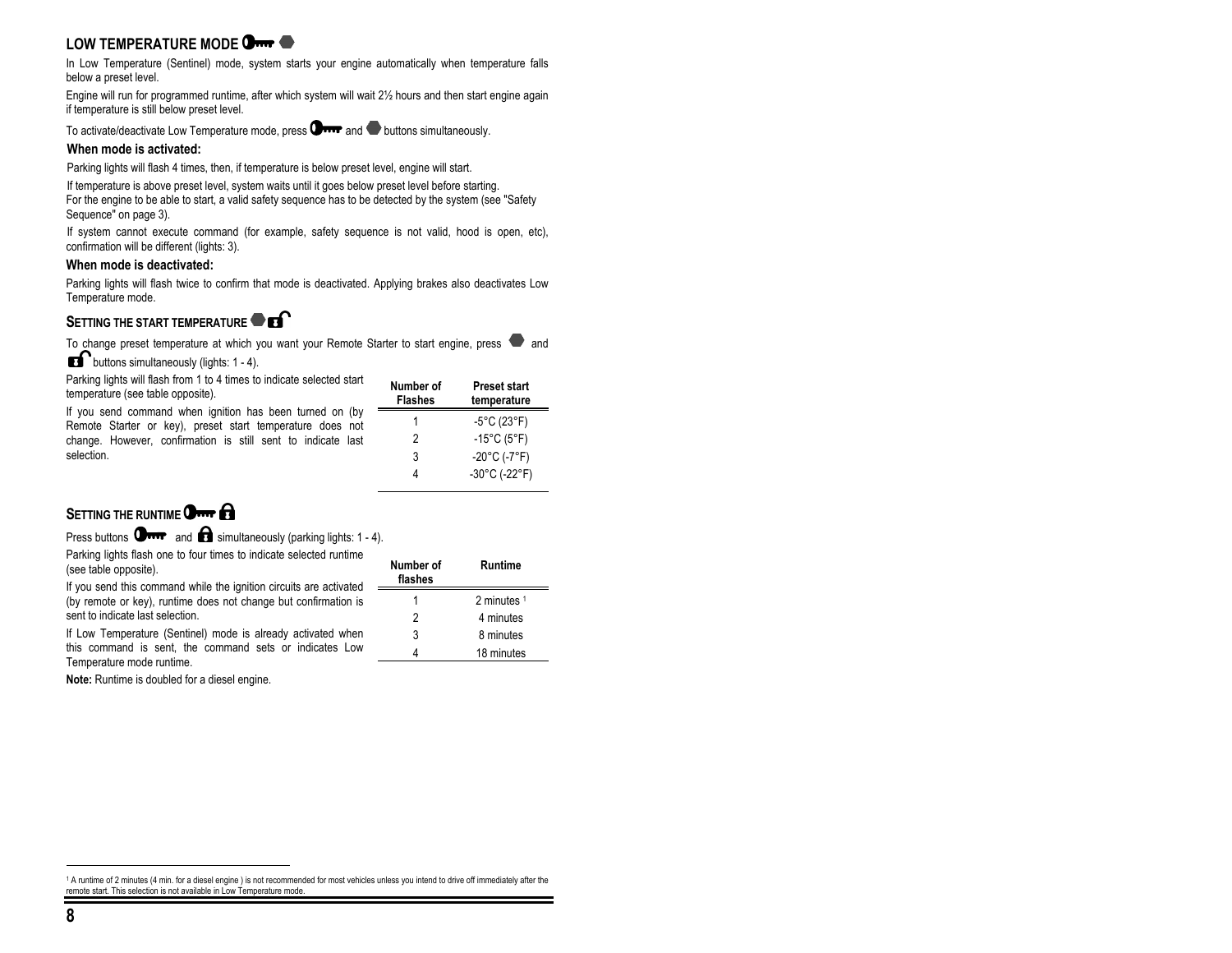## LOW TEMPERATURE MODE

In Low Temperature (Sentinel) mode, system starts your engine automatically when temperature falls below a preset level.

Engine will run for programmed runtime, after which system will wait 2½ hours and then start engine again if temperature is still below preset level.

To activate/deactivate Low Temperature mode, press and buttons simultaneously.

### When mode is activated:

Parking lights will flash 4 times, then, if temperature is below preset level, engine will start.

If temperature is above preset level, system waits until it goes below preset level before starting.

For the engine to be able to start, a valid safety sequence has to be detected by the system (see "Safety Sequence" on page 3).

If system cannot execute command (for example, safety sequence is not valid, hood is open, etc), confirmation will be different (lights: 3).

### When mode is deactivated:

Parking lights will flash twice to confirm that mode is deactivated. Applying brakes also deactivates Low Temperature mode.

## SETTING THE START TEMPERATURE

To change preset temperature at which you want your Remote Starter to start engine, press and buttons simultaneously (lights: 1 - 4).

Parking lights will flash from 1 to 4 times to indicate selected start temperature (see table opposite).

If you send command when ignition has been turned on (by Remote Starter or key), preset start temperature does not change. However, confirmation is still sent to indicate last selection.

| Number of Flashes | Preset start temperature |
|---|---|
| 1 | -5°C (23°F) |
| 2 | -15°C (5°F) |
| 3 | -20°C (-7°F) |
| 4 | -30°C (-22°F) |

## SETTING THE RUNTIME

Press buttons and simultaneously (parking lights: 1 - 4).

Parking lights flash one to four times to indicate selected runtime (see table opposite).

If you send this command while the ignition circuits are activated (by remote or key), runtime does not change but confirmation is sent to indicate last selection.

If Low Temperature (Sentinel) mode is already activated when this command is sent, the command sets or indicates Low Temperature mode runtime.

**Note:** Runtime is doubled for a diesel engine.

| Number of flashes | Runtime |
|---|---|
| 1 | 2 minutes [1] |
| 2 | 4 minutes |
| 3 | 8 minutes |
| 4 | 18 minutes |

[1] A runtime of 2 minutes (4 min. for a diesel engine ) is not recommended for most vehicles unless you intend to drive off immediately after the remote start. This selection is not available in Low Temperature mode.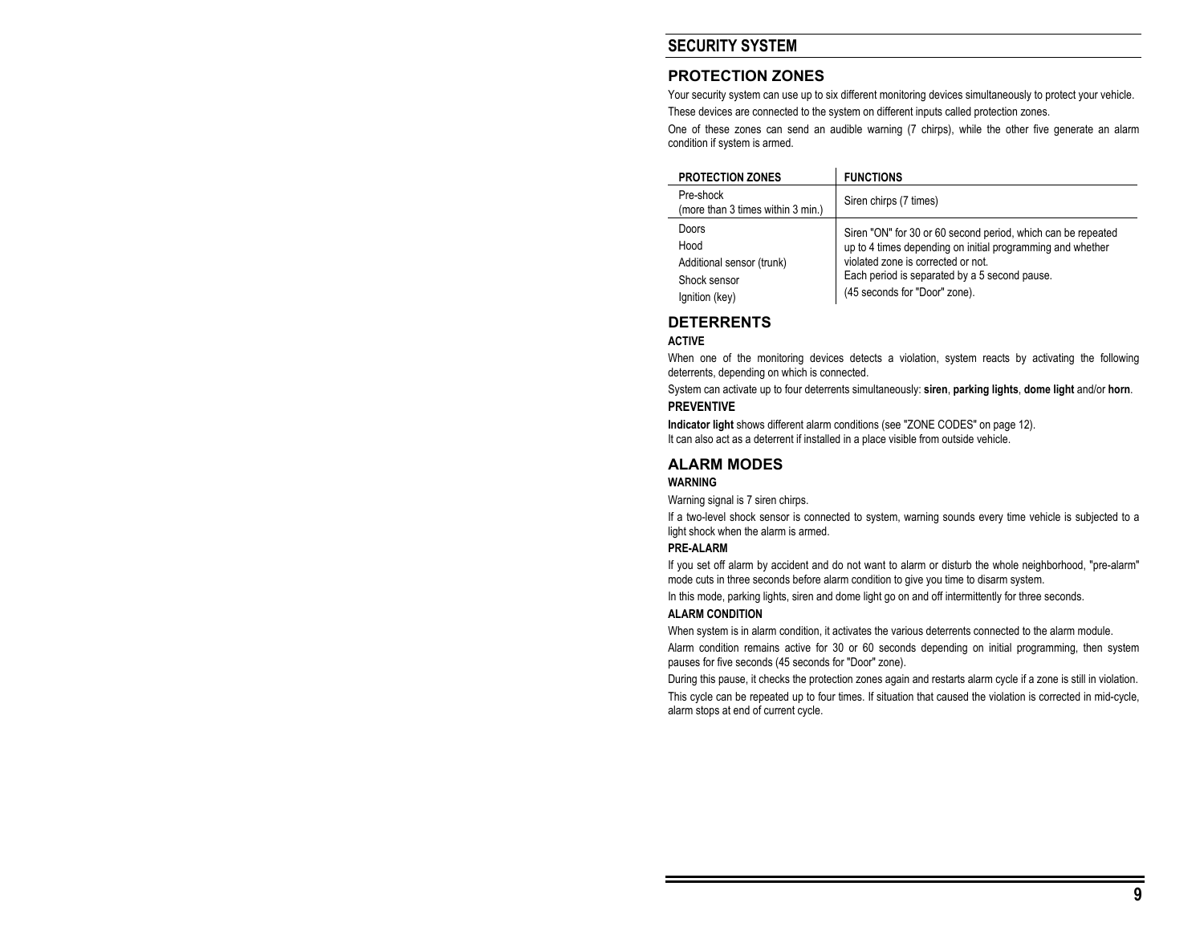# SECURITY SYSTEM

## PROTECTION ZONES

Your security system can use up to six different monitoring devices simultaneously to protect your vehicle.

These devices are connected to the system on different inputs called protection zones.

One of these zones can send an audible warning (7 chirps), while the other five generate an alarm condition if system is armed.

| PROTECTION ZONES | FUNCTIONS |
|---|---|
| Pre-shock (more than 3 times within 3 min.) | Siren chirps (7 times) |
| Doors<br>Hood<br>Additional sensor (trunk)<br>Shock sensor<br>Ignition (key) | Siren "ON" for 30 or 60 second period, which can be repeated up to 4 times depending on initial programming and whether violated zone is corrected or not.<br>Each period is separated by a 5 second pause.<br>(45 seconds for "Door" zone). |

## DETERRENTS

### ACTIVE

When one of the monitoring devices detects a violation, system reacts by activating the following deterrents, depending on which is connected.

System can activate up to four deterrents simultaneously: **siren**, **parking lights**, **dome light** and/or **horn**.

### PREVENTIVE

**Indicator light** shows different alarm conditions (see "ZONE CODES" on page 12).
It can also act as a deterrent if installed in a place visible from outside vehicle.

## ALARM MODES

### WARNING

Warning signal is 7 siren chirps.

If a two-level shock sensor is connected to system, warning sounds every time vehicle is subjected to a light shock when the alarm is armed.

### PRE-ALARM

If you set off alarm by accident and do not want to alarm or disturb the whole neighborhood, "pre-alarm" mode cuts in three seconds before alarm condition to give you time to disarm system.

In this mode, parking lights, siren and dome light go on and off intermittently for three seconds.

### ALARM CONDITION

When system is in alarm condition, it activates the various deterrents connected to the alarm module.

Alarm condition remains active for 30 or 60 seconds depending on initial programming, then system pauses for five seconds (45 seconds for "Door" zone).

During this pause, it checks the protection zones again and restarts alarm cycle if a zone is still in violation.

This cycle can be repeated up to four times. If situation that caused the violation is corrected in mid-cycle, alarm stops at end of current cycle.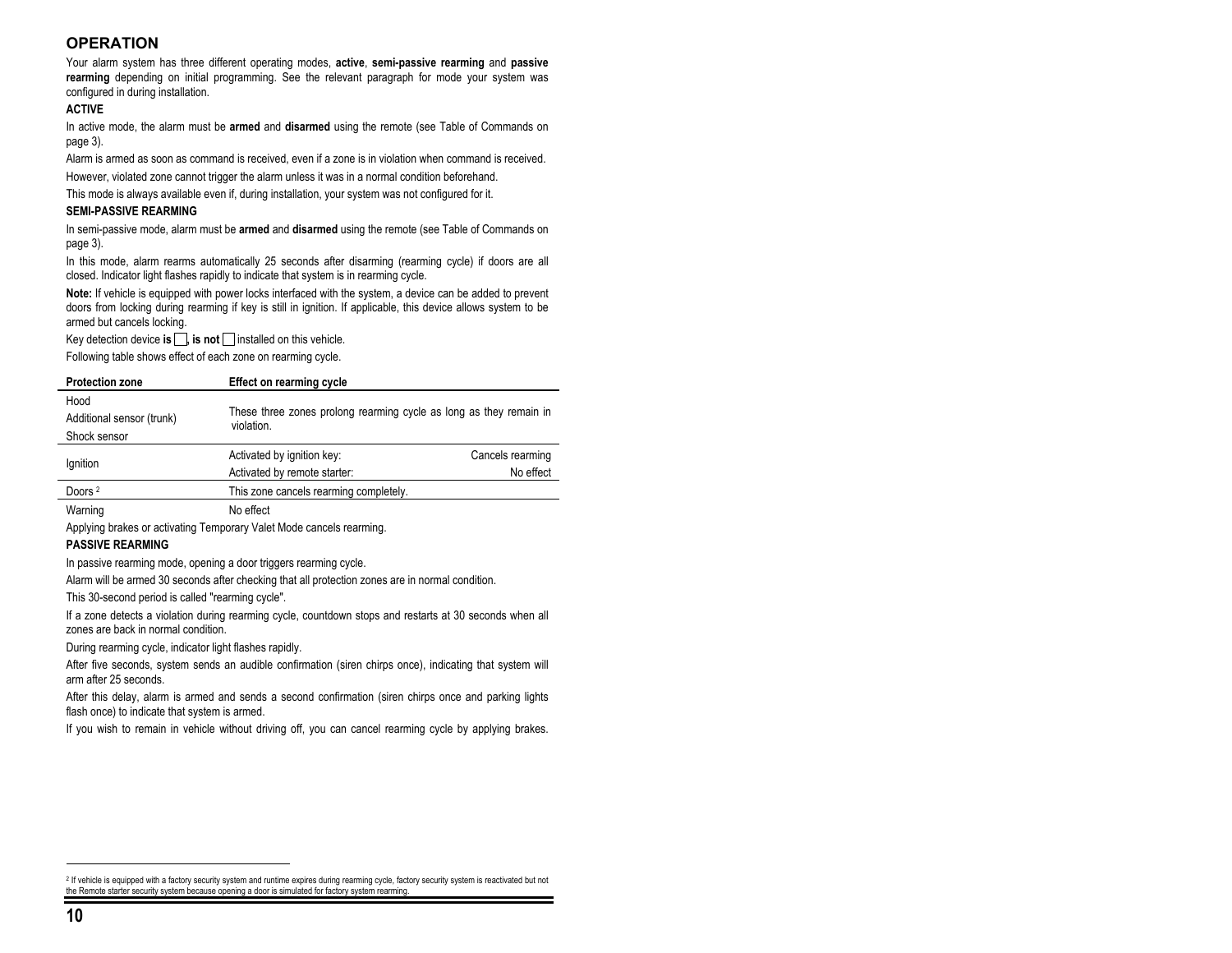## OPERATION

Your alarm system has three different operating modes, **active**, **semi-passive rearming** and **passive rearming** depending on initial programming. See the relevant paragraph for mode your system was configured in during installation.

### ACTIVE

In active mode, the alarm must be **armed** and **disarmed** using the remote (see Table of Commands on page 3).

Alarm is armed as soon as command is received, even if a zone is in violation when command is received.

However, violated zone cannot trigger the alarm unless it was in a normal condition beforehand.

This mode is always available even if, during installation, your system was not configured for it.

### SEMI-PASSIVE REARMING

In semi-passive mode, alarm must be **armed** and **disarmed** using the remote (see Table of Commands on page 3).

In this mode, alarm rearms automatically 25 seconds after disarming (rearming cycle) if doors are all closed. Indicator light flashes rapidly to indicate that system is in rearming cycle.

**Note:** If vehicle is equipped with power locks interfaced with the system, a device can be added to prevent doors from locking during rearming if key is still in ignition. If applicable, this device allows system to be armed but cancels locking.

Key detection device **is** ☐, **is not** ☐ installed on this vehicle.

Following table shows effect of each zone on rearming cycle.

| Protection zone | Effect on rearming cycle | |
|---|---|---|
| Hood<br>Additional sensor (trunk)<br>Shock sensor | These three zones prolong rearming cycle as long as they remain in violation. | |
| Ignition | Activated by ignition key: | Cancels rearming |
| | Activated by remote starter: | No effect |
| Doors [2] | This zone cancels rearming completely. | |
| Warning | No effect | |

Applying brakes or activating Temporary Valet Mode cancels rearming.

### PASSIVE REARMING

In passive rearming mode, opening a door triggers rearming cycle.

Alarm will be armed 30 seconds after checking that all protection zones are in normal condition.

This 30-second period is called "rearming cycle".

If a zone detects a violation during rearming cycle, countdown stops and restarts at 30 seconds when all zones are back in normal condition.

During rearming cycle, indicator light flashes rapidly.

After five seconds, system sends an audible confirmation (siren chirps once), indicating that system will arm after 25 seconds.

After this delay, alarm is armed and sends a second confirmation (siren chirps once and parking lights flash once) to indicate that system is armed.

If you wish to remain in vehicle without driving off, you can cancel rearming cycle by applying brakes.

---

[2] If vehicle is equipped with a factory security system and runtime expires during rearming cycle, factory security system is reactivated but not the Remote starter security system because opening a door is simulated for factory system rearming.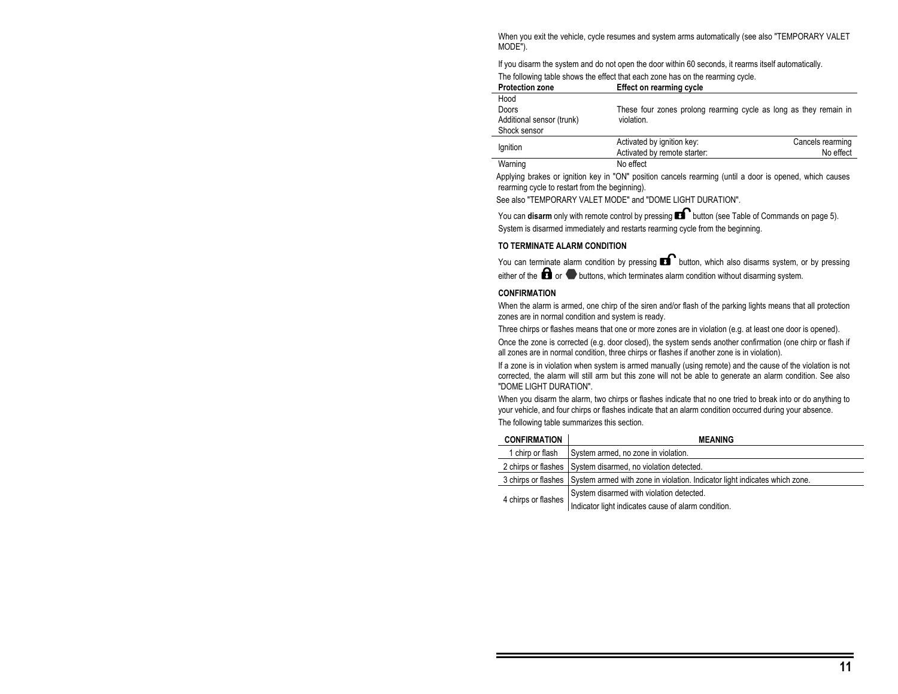When you exit the vehicle, cycle resumes and system arms automatically (see also "TEMPORARY VALET MODE").

If you disarm the system and do not open the door within 60 seconds, it rearms itself automatically.

The following table shows the effect that each zone has on the rearming cycle.

| Protection zone | Effect on rearming cycle | |
|---|---|---|
| Hood<br>Doors<br>Additional sensor (trunk)<br>Shock sensor | These four zones prolong rearming cycle as long as they remain in violation. | |
| Ignition | Activated by ignition key:<br>Activated by remote starter: | Cancels rearming<br>No effect |
| Warning | No effect | |

Applying brakes or ignition key in "ON" position cancels rearming (until a door is opened, which causes rearming cycle to restart from the beginning).

See also "TEMPORARY VALET MODE" and "DOME LIGHT DURATION".

You can **disarm** only with remote control by pressing [unlock] button (see Table of Commands on page 5).

System is disarmed immediately and restarts rearming cycle from the beginning.

### TO TERMINATE ALARM CONDITION

You can terminate alarm condition by pressing [unlock] button, which also disarms system, or by pressing either of the [lock] or [stop] buttons, which terminates alarm condition without disarming system.

### CONFIRMATION

When the alarm is armed, one chirp of the siren and/or flash of the parking lights means that all protection zones are in normal condition and system is ready.

Three chirps or flashes means that one or more zones are in violation (e.g. at least one door is opened).

Once the zone is corrected (e.g. door closed), the system sends another confirmation (one chirp or flash if all zones are in normal condition, three chirps or flashes if another zone is in violation).

If a zone is in violation when system is armed manually (using remote) and the cause of the violation is not corrected, the alarm will still arm but this zone will not be able to generate an alarm condition. See also "DOME LIGHT DURATION".

When you disarm the alarm, two chirps or flashes indicate that no one tried to break into or do anything to your vehicle, and four chirps or flashes indicate that an alarm condition occurred during your absence.

The following table summarizes this section.

| CONFIRMATION | MEANING |
|---|---|
| 1 chirp or flash | System armed, no zone in violation. |
| 2 chirps or flashes | System disarmed, no violation detected. |
| 3 chirps or flashes | System armed with zone in violation. Indicator light indicates which zone. |
| 4 chirps or flashes | System disarmed with violation detected.<br>Indicator light indicates cause of alarm condition. |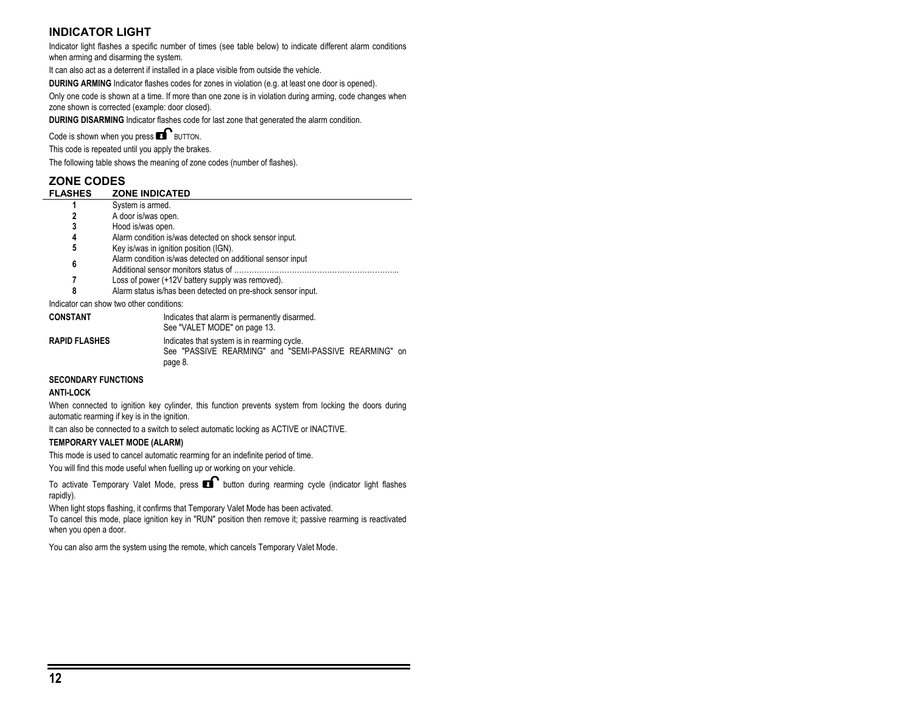## INDICATOR LIGHT

Indicator light flashes a specific number of times (see table below) to indicate different alarm conditions when arming and disarming the system.

It can also act as a deterrent if installed in a place visible from outside the vehicle.

**DURING ARMING** Indicator flashes codes for zones in violation (e.g. at least one door is opened).

Only one code is shown at a time. If more than one zone is in violation during arming, code changes when zone shown is corrected (example: door closed).

**DURING DISARMING** Indicator flashes code for last zone that generated the alarm condition.

Code is shown when you press 🔓 BUTTON.

This code is repeated until you apply the brakes.

The following table shows the meaning of zone codes (number of flashes).

## ZONE CODES

| FLASHES | ZONE INDICATED |
|---|---|
| 1 | System is armed. |
| 2 | A door is/was open. |
| 3 | Hood is/was open. |
| 4 | Alarm condition is/was detected on shock sensor input. |
| 5 | Key is/was in ignition position (IGN). |
| 6 | Alarm condition is/was detected on additional sensor input<br>Additional sensor monitors status of ……………………………………………………….. |
| 7 | Loss of power (+12V battery supply was removed). |
| 8 | Alarm status is/has been detected on pre-shock sensor input. |

Indicator can show two other conditions:

| | |
|---|---|
| **CONSTANT** | Indicates that alarm is permanently disarmed.<br>See "VALET MODE" on page 13. |
| **RAPID FLASHES** | Indicates that system is in rearming cycle.<br>See "PASSIVE REARMING" and "SEMI-PASSIVE REARMING" on page 8. |

### SECONDARY FUNCTIONS

**ANTI-LOCK**

When connected to ignition key cylinder, this function prevents system from locking the doors during automatic rearming if key is in the ignition.

It can also be connected to a switch to select automatic locking as ACTIVE or INACTIVE.

**TEMPORARY VALET MODE (ALARM)**

This mode is used to cancel automatic rearming for an indefinite period of time.

You will find this mode useful when fuelling up or working on your vehicle.

To activate Temporary Valet Mode, press 🔓 button during rearming cycle (indicator light flashes rapidly).

When light stops flashing, it confirms that Temporary Valet Mode has been activated.

To cancel this mode, place ignition key in "RUN" position then remove it; passive rearming is reactivated when you open a door.

You can also arm the system using the remote, which cancels Temporary Valet Mode.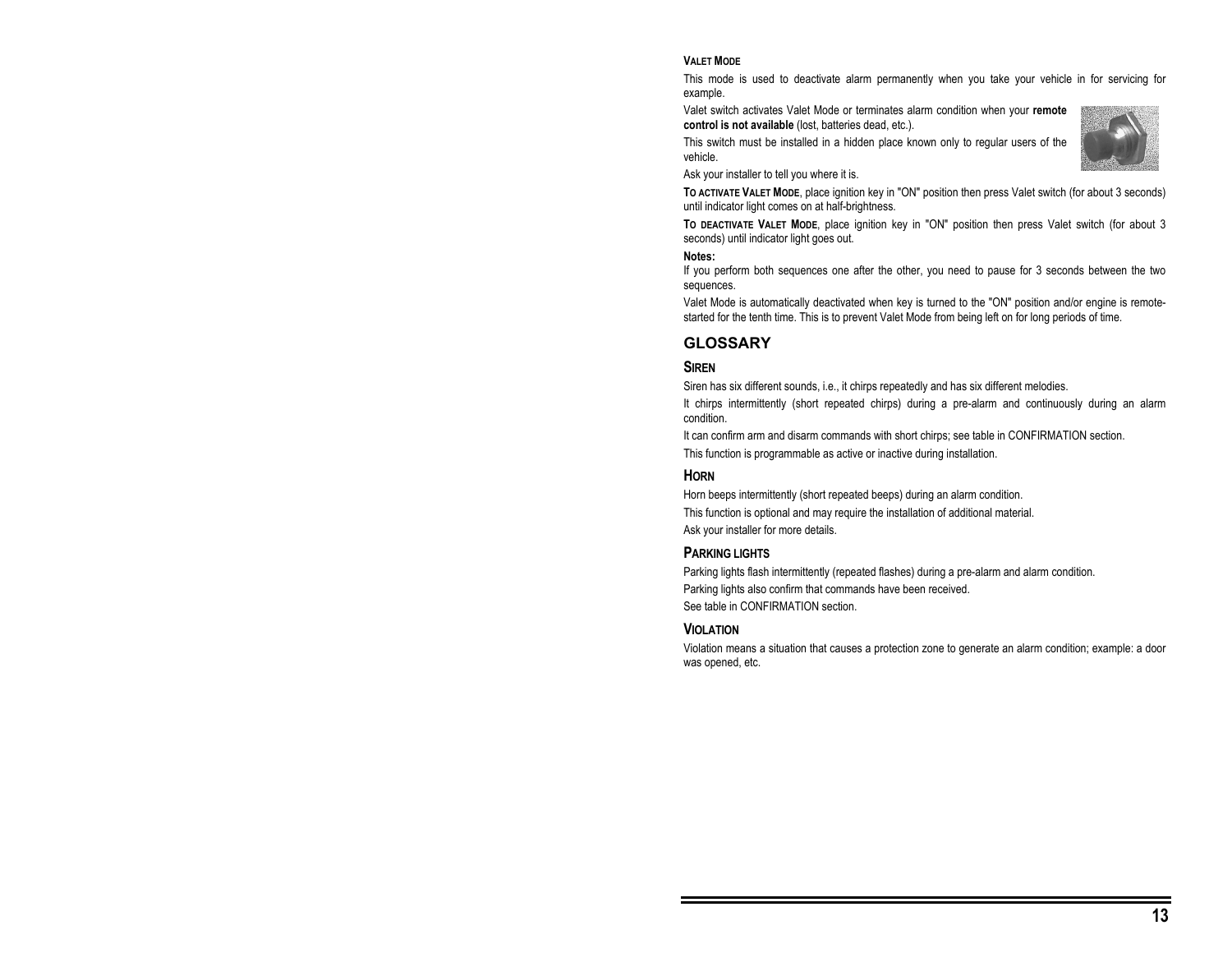### VALET MODE

This mode is used to deactivate alarm permanently when you take your vehicle in for servicing for example.

Valet switch activates Valet Mode or terminates alarm condition when your **remote control is not available** (lost, batteries dead, etc.).

This switch must be installed in a hidden place known only to regular users of the vehicle.

Ask your installer to tell you where it is.

**TO ACTIVATE VALET MODE**, place ignition key in "ON" position then press Valet switch (for about 3 seconds) until indicator light comes on at half-brightness.

**TO DEACTIVATE VALET MODE**, place ignition key in "ON" position then press Valet switch (for about 3 seconds) until indicator light goes out.

**Notes:**

If you perform both sequences one after the other, you need to pause for 3 seconds between the two sequences.

Valet Mode is automatically deactivated when key is turned to the "ON" position and/or engine is remote-started for the tenth time. This is to prevent Valet Mode from being left on for long periods of time.

## GLOSSARY

### SIREN

Siren has six different sounds, i.e., it chirps repeatedly and has six different melodies.

It chirps intermittently (short repeated chirps) during a pre-alarm and continuously during an alarm condition.

It can confirm arm and disarm commands with short chirps; see table in CONFIRMATION section.

This function is programmable as active or inactive during installation.

### HORN

Horn beeps intermittently (short repeated beeps) during an alarm condition.

This function is optional and may require the installation of additional material.

Ask your installer for more details.

### PARKING LIGHTS

Parking lights flash intermittently (repeated flashes) during a pre-alarm and alarm condition.

Parking lights also confirm that commands have been received.

See table in CONFIRMATION section.

### VIOLATION

Violation means a situation that causes a protection zone to generate an alarm condition; example: a door was opened, etc.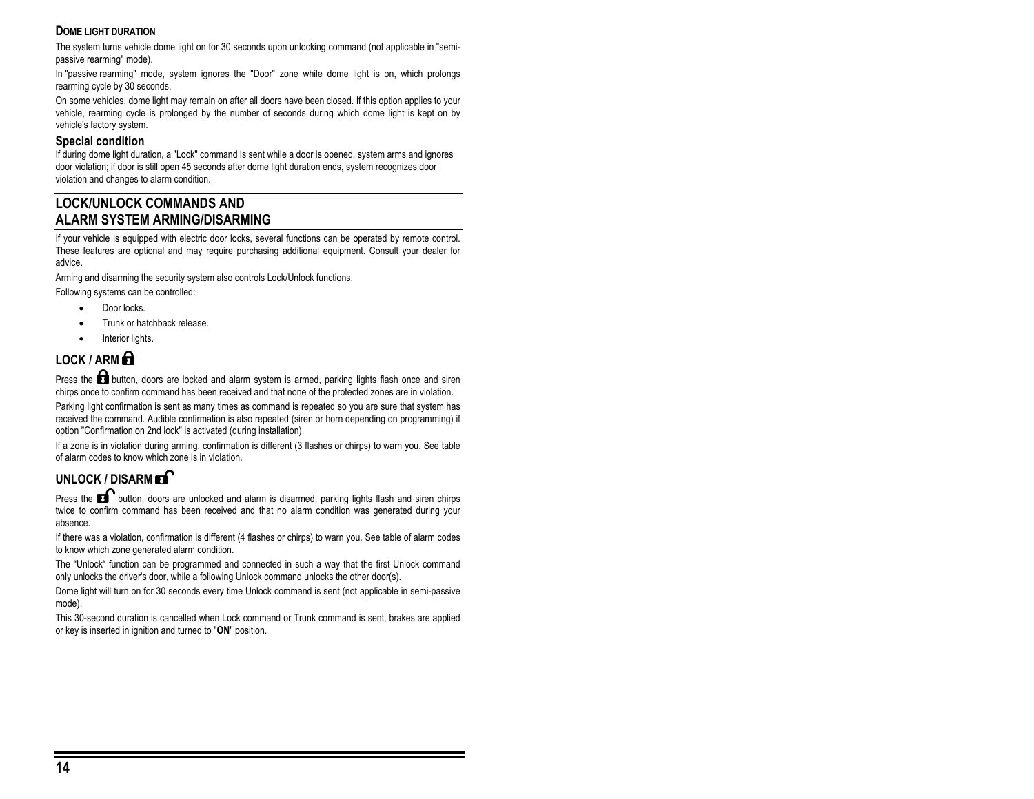### Dome light duration

The system turns vehicle dome light on for 30 seconds upon unlocking command (not applicable in "semi-passive rearming" mode).

In "passive rearming" mode, system ignores the "Door" zone while dome light is on, which prolongs rearming cycle by 30 seconds.

On some vehicles, dome light may remain on after all doors have been closed. If this option applies to your vehicle, rearming cycle is prolonged by the number of seconds during which dome light is kept on by vehicle's factory system.

#### Special condition

If during dome light duration, a "Lock" command is sent while a door is opened, system arms and ignores door violation; if door is still open 45 seconds after dome light duration ends, system recognizes door violation and changes to alarm condition.

## LOCK/UNLOCK COMMANDS AND ALARM SYSTEM ARMING/DISARMING

If your vehicle is equipped with electric door locks, several functions can be operated by remote control. These features are optional and may require purchasing additional equipment. Consult your dealer for advice.

Arming and disarming the security system also controls Lock/Unlock functions.

Following systems can be controlled:

- Door locks.
- Trunk or hatchback release.
- Interior lights.

## LOCK / ARM

Press the button, doors are locked and alarm system is armed, parking lights flash once and siren chirps once to confirm command has been received and that none of the protected zones are in violation.

Parking light confirmation is sent as many times as command is repeated so you are sure that system has received the command. Audible confirmation is also repeated (siren or horn depending on programming) if option "Confirmation on 2nd lock" is activated (during installation).

If a zone is in violation during arming, confirmation is different (3 flashes or chirps) to warn you. See table of alarm codes to know which zone is in violation.

## UNLOCK / DISARM

Press the button, doors are unlocked and alarm is disarmed, parking lights flash and siren chirps twice to confirm command has been received and that no alarm condition was generated during your absence.

If there was a violation, confirmation is different (4 flashes or chirps) to warn you. See table of alarm codes to know which zone generated alarm condition.

The "Unlock" function can be programmed and connected in such a way that the first Unlock command only unlocks the driver's door, while a following Unlock command unlocks the other door(s).

Dome light will turn on for 30 seconds every time Unlock command is sent (not applicable in semi-passive mode).

This 30-second duration is cancelled when Lock command or Trunk command is sent, brakes are applied or key is inserted in ignition and turned to "**ON**" position.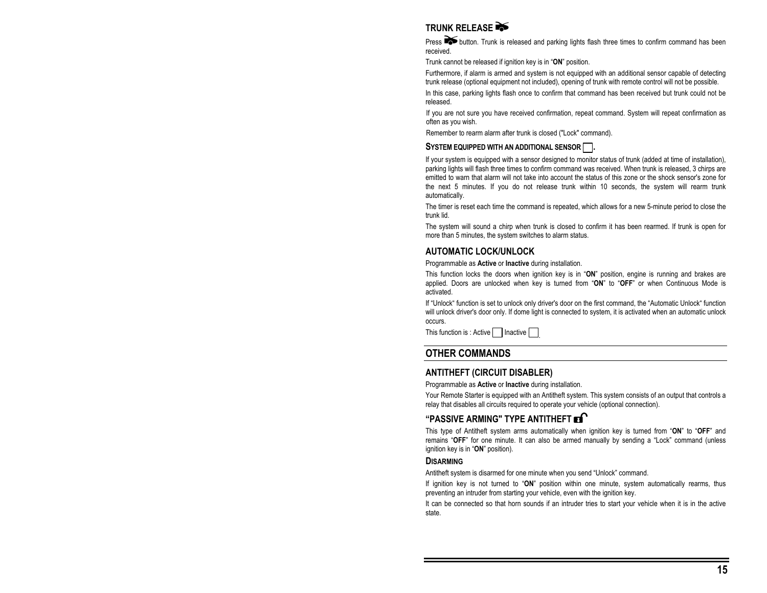## TRUNK RELEASE

Press button. Trunk is released and parking lights flash three times to confirm command has been received.

Trunk cannot be released if ignition key is in "**ON**" position.

Furthermore, if alarm is armed and system is not equipped with an additional sensor capable of detecting trunk release (optional equipment not included), opening of trunk with remote control will not be possible.

In this case, parking lights flash once to confirm that command has been received but trunk could not be released.

If you are not sure you have received confirmation, repeat command. System will repeat confirmation as often as you wish.

Remember to rearm alarm after trunk is closed ("Lock" command).

### SYSTEM EQUIPPED WITH AN ADDITIONAL SENSOR ☐.

If your system is equipped with a sensor designed to monitor status of trunk (added at time of installation), parking lights will flash three times to confirm command was received. When trunk is released, 3 chirps are emitted to warn that alarm will not take into account the status of this zone or the shock sensor's zone for the next 5 minutes. If you do not release trunk within 10 seconds, the system will rearm trunk automatically.

The timer is reset each time the command is repeated, which allows for a new 5-minute period to close the trunk lid.

The system will sound a chirp when trunk is closed to confirm it has been rearmed. If trunk is open for more than 5 minutes, the system switches to alarm status.

## AUTOMATIC LOCK/UNLOCK

Programmable as **Active** or **Inactive** during installation.

This function locks the doors when ignition key is in "**ON**" position, engine is running and brakes are applied. Doors are unlocked when key is turned from "**ON**" to "**OFF**" or when Continuous Mode is activated.

If "Unlock" function is set to unlock only driver's door on the first command, the "Automatic Unlock" function will unlock driver's door only. If dome light is connected to system, it is activated when an automatic unlock occurs.

This function is : Active ☐ Inactive ☐

# OTHER COMMANDS

## ANTITHEFT (CIRCUIT DISABLER)

Programmable as **Active** or **Inactive** during installation.

Your Remote Starter is equipped with an Antitheft system. This system consists of an output that controls a relay that disables all circuits required to operate your vehicle (optional connection).

## "PASSIVE ARMING" TYPE ANTITHEFT

This type of Antitheft system arms automatically when ignition key is turned from "**ON**" to "**OFF**" and remains "**OFF**" for one minute. It can also be armed manually by sending a "Lock" command (unless ignition key is in "**ON**" position).

### DISARMING

Antitheft system is disarmed for one minute when you send "Unlock" command.

If ignition key is not turned to "**ON**" position within one minute, system automatically rearms, thus preventing an intruder from starting your vehicle, even with the ignition key.

It can be connected so that horn sounds if an intruder tries to start your vehicle when it is in the active state.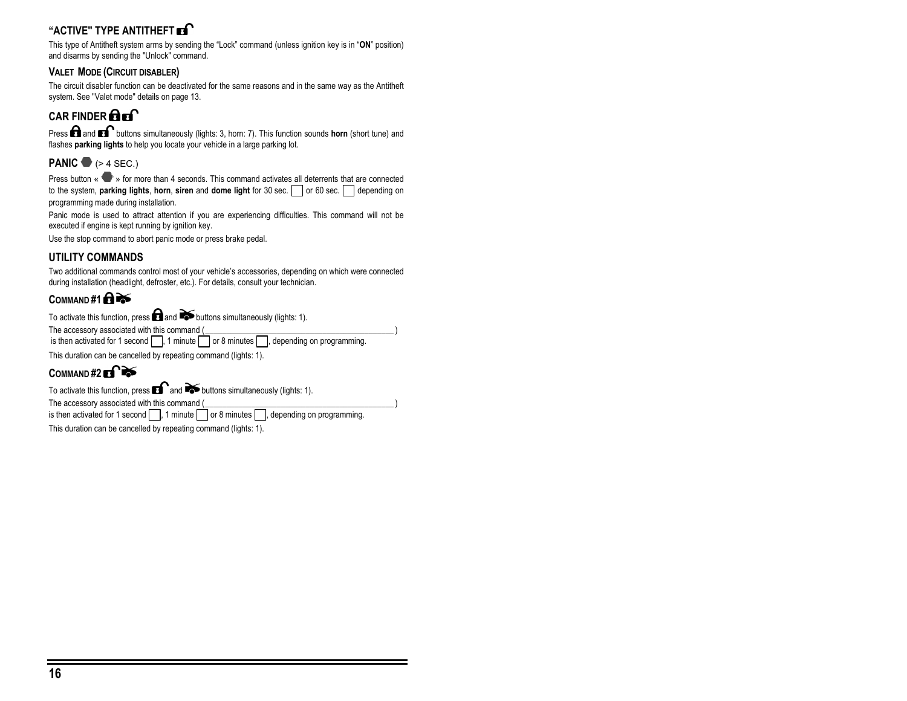## "ACTIVE" TYPE ANTITHEFT

This type of Antitheft system arms by sending the "Lock" command (unless ignition key is in "**ON**" position) and disarms by sending the "Unlock" command.

### VALET MODE (CIRCUIT DISABLER)

The circuit disabler function can be deactivated for the same reasons and in the same way as the Antitheft system. See "Valet mode" details on page 13.

## CAR FINDER

Press and buttons simultaneously (lights: 3, horn: 7). This function sounds **horn** (short tune) and flashes **parking lights** to help you locate your vehicle in a large parking lot.

## PANIC (> 4 SEC.)

Press button « » for more than 4 seconds. This command activates all deterrents that are connected to the system, **parking lights**, **horn**, **siren** and **dome light** for 30 sec. ☐ or 60 sec. ☐ depending on programming made during installation.

Panic mode is used to attract attention if you are experiencing difficulties. This command will not be executed if engine is kept running by ignition key.

Use the stop command to abort panic mode or press brake pedal.

## UTILITY COMMANDS

Two additional commands control most of your vehicle's accessories, depending on which were connected during installation (headlight, defroster, etc.). For details, consult your technician.

### COMMAND #1

To activate this function, press and buttons simultaneously (lights: 1).

The accessory associated with this command (____________________________________________)
is then activated for 1 second ☐, 1 minute ☐ or 8 minutes ☐, depending on programming.

This duration can be cancelled by repeating command (lights: 1).

### COMMAND #2

To activate this function, press and buttons simultaneously (lights: 1).

The accessory associated with this command (____________________________________________)
is then activated for 1 second ☐, 1 minute ☐ or 8 minutes ☐, depending on programming.

This duration can be cancelled by repeating command (lights: 1).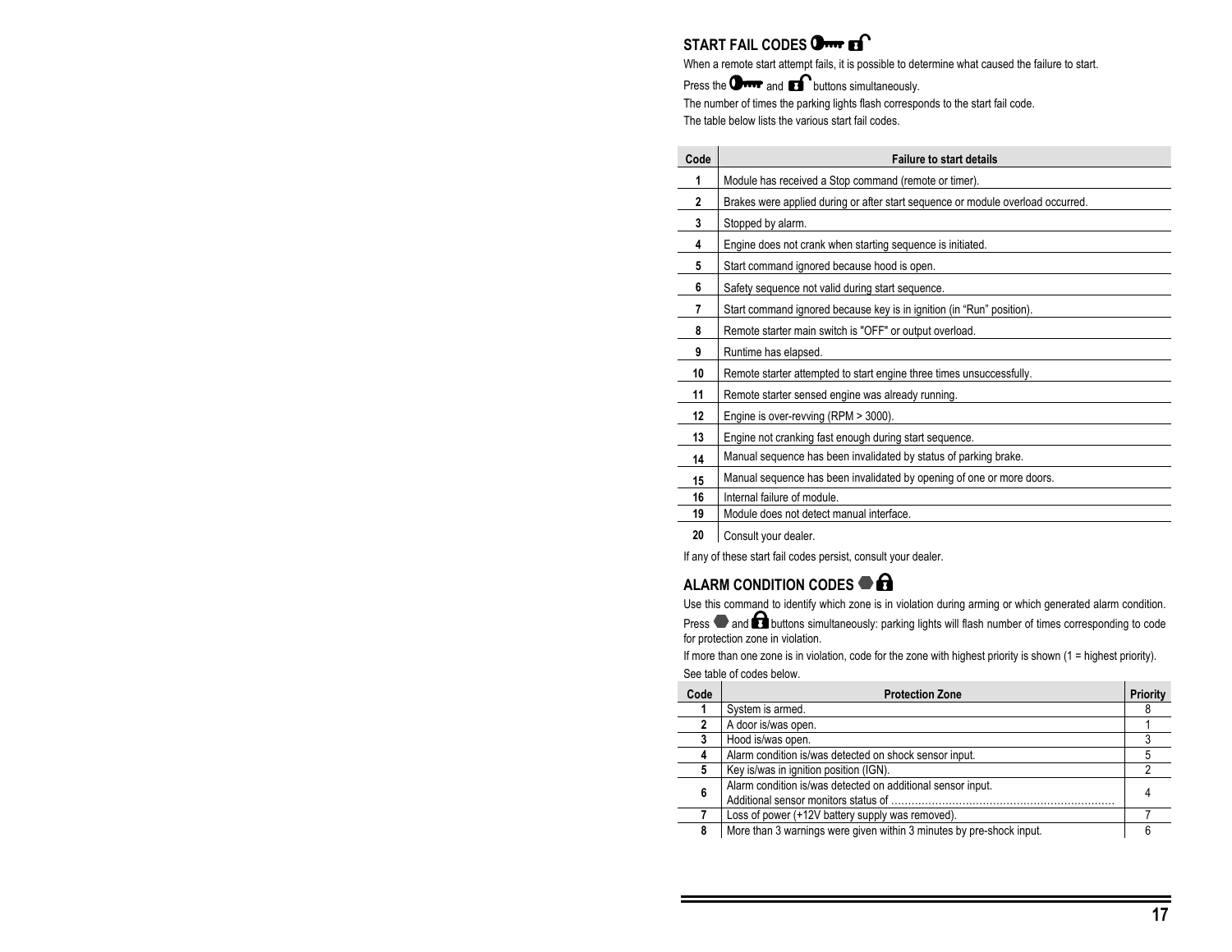## START FAIL CODES

When a remote start attempt fails, it is possible to determine what caused the failure to start.

Press the and buttons simultaneously.

The number of times the parking lights flash corresponds to the start fail code.

The table below lists the various start fail codes.

| Code | Failure to start details |
|---|---|
| 1 | Module has received a Stop command (remote or timer). |
| 2 | Brakes were applied during or after start sequence or module overload occurred. |
| 3 | Stopped by alarm. |
| 4 | Engine does not crank when starting sequence is initiated. |
| 5 | Start command ignored because hood is open. |
| 6 | Safety sequence not valid during start sequence. |
| 7 | Start command ignored because key is in ignition (in “Run” position). |
| 8 | Remote starter main switch is "OFF" or output overload. |
| 9 | Runtime has elapsed. |
| 10 | Remote starter attempted to start engine three times unsuccessfully. |
| 11 | Remote starter sensed engine was already running. |
| 12 | Engine is over-revving (RPM > 3000). |
| 13 | Engine not cranking fast enough during start sequence. |
| 14 | Manual sequence has been invalidated by status of parking brake. |
| 15 | Manual sequence has been invalidated by opening of one or more doors. |
| 16 | Internal failure of module. |
| 19 | Module does not detect manual interface. |
| 20 | Consult your dealer. |

If any of these start fail codes persist, consult your dealer.

## ALARM CONDITION CODES

Use this command to identify which zone is in violation during arming or which generated alarm condition.

Press and buttons simultaneously: parking lights will flash number of times corresponding to code for protection zone in violation.

If more than one zone is in violation, code for the zone with highest priority is shown (1 = highest priority).

See table of codes below.

| Code | Protection Zone | Priority |
|---|---|---|
| 1 | System is armed. | 8 |
| 2 | A door is/was open. | 1 |
| 3 | Hood is/was open. | 3 |
| 4 | Alarm condition is/was detected on shock sensor input. | 5 |
| 5 | Key is/was in ignition position (IGN). | 2 |
| 6 | Alarm condition is/was detected on additional sensor input. Additional sensor monitors status of …………………………………………………………… | 4 |
| 7 | Loss of power (+12V battery supply was removed). | 7 |
| 8 | More than 3 warnings were given within 3 minutes by pre-shock input. | 6 |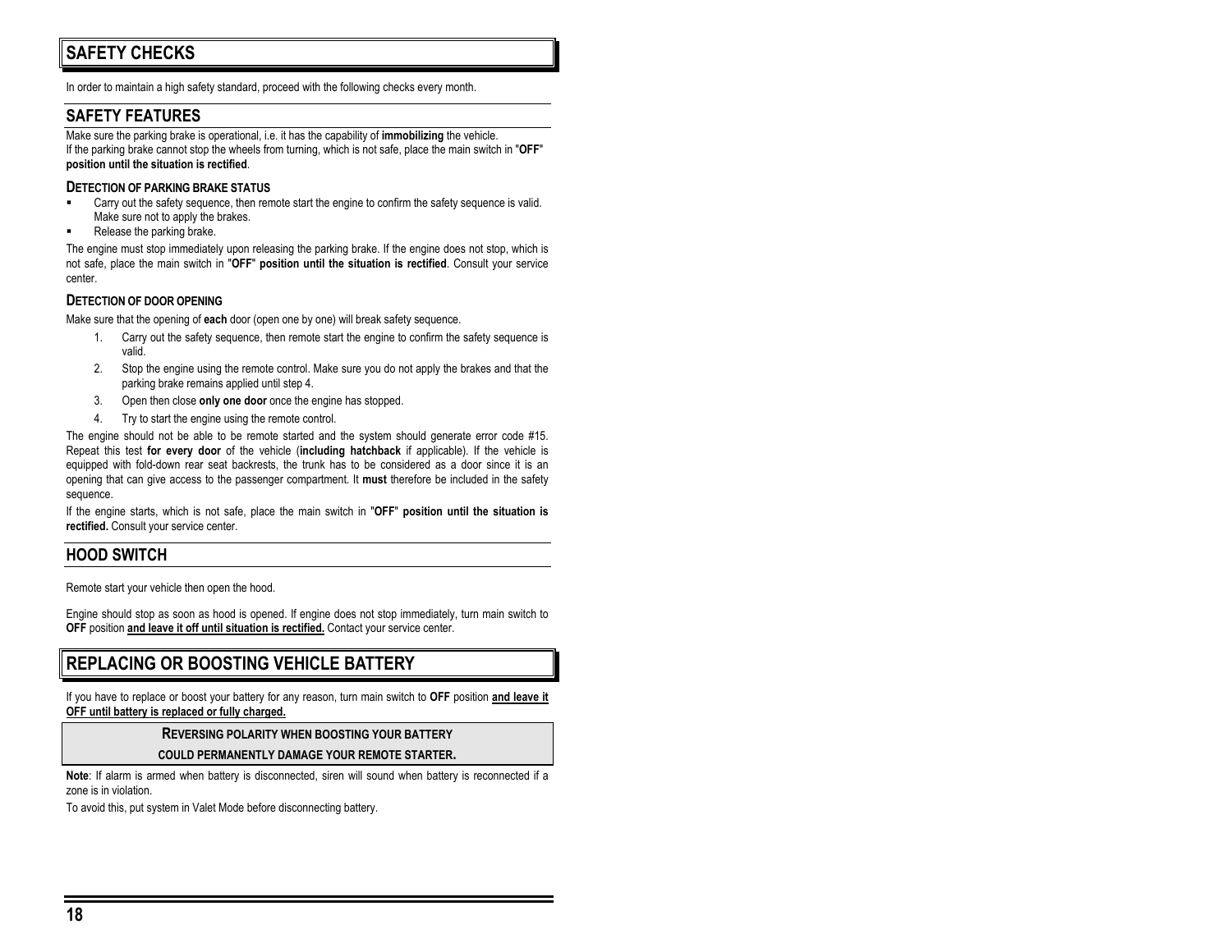# SAFETY CHECKS

In order to maintain a high safety standard, proceed with the following checks every month.

## SAFETY FEATURES

Make sure the parking brake is operational, i.e. it has the capability of **immobilizing** the vehicle.
If the parking brake cannot stop the wheels from turning, which is not safe, place the main switch in "**OFF**" **position until the situation is rectified**.

### DETECTION OF PARKING BRAKE STATUS

- Carry out the safety sequence, then remote start the engine to confirm the safety sequence is valid. Make sure not to apply the brakes.
- Release the parking brake.

The engine must stop immediately upon releasing the parking brake. If the engine does not stop, which is not safe, place the main switch in "**OFF**" **position until the situation is rectified**. Consult your service center.

### DETECTION OF DOOR OPENING

Make sure that the opening of **each** door (open one by one) will break safety sequence.

1. Carry out the safety sequence, then remote start the engine to confirm the safety sequence is valid.
2. Stop the engine using the remote control. Make sure you do not apply the brakes and that the parking brake remains applied until step 4.
3. Open then close **only one door** once the engine has stopped.
4. Try to start the engine using the remote control.

The engine should not be able to be remote started and the system should generate error code #15. Repeat this test **for every door** of the vehicle (**including hatchback** if applicable). If the vehicle is equipped with fold-down rear seat backrests, the trunk has to be considered as a door since it is an opening that can give access to the passenger compartment. It **must** therefore be included in the safety sequence.

If the engine starts, which is not safe, place the main switch in "**OFF**" **position until the situation is rectified.** Consult your service center.

## HOOD SWITCH

Remote start your vehicle then open the hood.

Engine should stop as soon as hood is opened. If engine does not stop immediately, turn main switch to **OFF** position **and leave it off until situation is rectified.** Contact your service center.

# REPLACING OR BOOSTING VEHICLE BATTERY

If you have to replace or boost your battery for any reason, turn main switch to **OFF** position **and leave it OFF until battery is replaced or fully charged.**

**REVERSING POLARITY WHEN BOOSTING YOUR BATTERY COULD PERMANENTLY DAMAGE YOUR REMOTE STARTER.**

**Note**: If alarm is armed when battery is disconnected, siren will sound when battery is reconnected if a zone is in violation.

To avoid this, put system in Valet Mode before disconnecting battery.